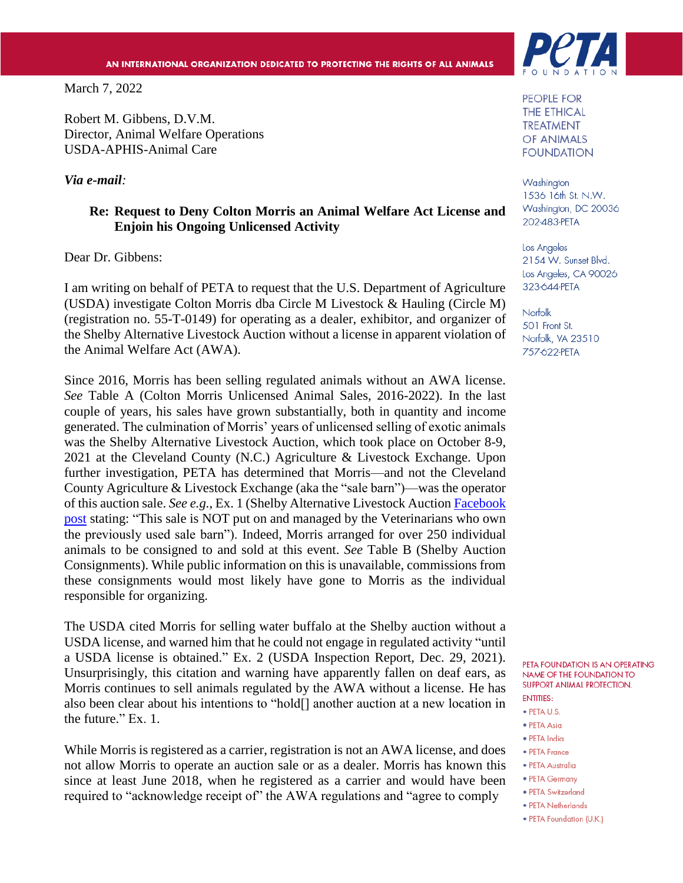AN INTERNATIONAL ORGANIZATION DEDICATED TO PROTECTING THE RIGHTS OF ALL ANIMALS

PETA FOUNDATION

PEOPLE FOR THE ETHICAL TREATMENT OF ANIMALS FOUNDATION

Washington
1536 16th St. N.W.
Washington, DC 20036
202-483-PETA

Los Angeles
2154 W. Sunset Blvd.
Los Angeles, CA 90026
323-644-PETA

Norfolk
501 Front St.
Norfolk, VA 23510
757-622-PETA

PETA FOUNDATION IS AN OPERATING NAME OF THE FOUNDATION TO SUPPORT ANIMAL PROTECTION.

ENTITIES:

- PETA U.S.
- PETA Asia
- PETA India
- PETA France
- PETA Australia
- PETA Germany
- PETA Switzerland
- PETA Netherlands
- PETA Foundation (U.K.)

March 7, 2022

Robert M. Gibbens, D.V.M.
Director, Animal Welfare Operations
USDA-APHIS-Animal Care

***Via e-mail*:**

**Re: Request to Deny Colton Morris an Animal Welfare Act License and Enjoin his Ongoing Unlicensed Activity**

Dear Dr. Gibbens:

I am writing on behalf of PETA to request that the U.S. Department of Agriculture (USDA) investigate Colton Morris dba Circle M Livestock & Hauling (Circle M) (registration no. 55-T-0149) for operating as a dealer, exhibitor, and organizer of the Shelby Alternative Livestock Auction without a license in apparent violation of the Animal Welfare Act (AWA).

Since 2016, Morris has been selling regulated animals without an AWA license. *See* Table A (Colton Morris Unlicensed Animal Sales, 2016-2022). In the last couple of years, his sales have grown substantially, both in quantity and income generated. The culmination of Morris' years of unlicensed selling of exotic animals was the Shelby Alternative Livestock Auction, which took place on October 8-9, 2021 at the Cleveland County (N.C.) Agriculture & Livestock Exchange. Upon further investigation, PETA has determined that Morris—and not the Cleveland County Agriculture & Livestock Exchange (aka the "sale barn")—was the operator of this auction sale. *See e.g.*, Ex. 1 (Shelby Alternative Livestock Auction Facebook post stating: "This sale is NOT put on and managed by the Veterinarians who own the previously used sale barn"). Indeed, Morris arranged for over 250 individual animals to be consigned to and sold at this event. *See* Table B (Shelby Auction Consignments). While public information on this is unavailable, commissions from these consignments would most likely have gone to Morris as the individual responsible for organizing.

The USDA cited Morris for selling water buffalo at the Shelby auction without a USDA license, and warned him that he could not engage in regulated activity "until a USDA license is obtained." Ex. 2 (USDA Inspection Report, Dec. 29, 2021). Unsurprisingly, this citation and warning have apparently fallen on deaf ears, as Morris continues to sell animals regulated by the AWA without a license. He has also been clear about his intentions to "hold[] another auction at a new location in the future." Ex. 1.

While Morris is registered as a carrier, registration is not an AWA license, and does not allow Morris to operate an auction sale or as a dealer. Morris has known this since at least June 2018, when he registered as a carrier and would have been required to "acknowledge receipt of" the AWA regulations and "agree to comply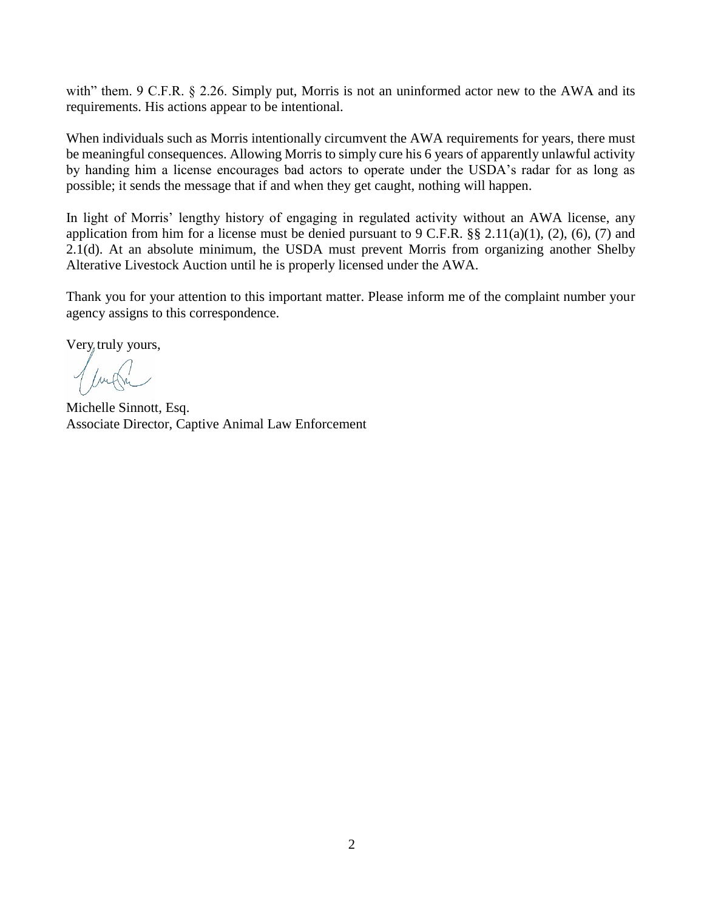with" them. 9 C.F.R. § 2.26. Simply put, Morris is not an uninformed actor new to the AWA and its requirements. His actions appear to be intentional.

When individuals such as Morris intentionally circumvent the AWA requirements for years, there must be meaningful consequences. Allowing Morris to simply cure his 6 years of apparently unlawful activity by handing him a license encourages bad actors to operate under the USDA's radar for as long as possible; it sends the message that if and when they get caught, nothing will happen.

In light of Morris' lengthy history of engaging in regulated activity without an AWA license, any application from him for a license must be denied pursuant to 9 C.F.R. §§ 2.11(a)(1), (2), (6), (7) and 2.1(d). At an absolute minimum, the USDA must prevent Morris from organizing another Shelby Alterative Livestock Auction until he is properly licensed under the AWA.

Thank you for your attention to this important matter. Please inform me of the complaint number your agency assigns to this correspondence.

Very truly yours,

Michelle Sinnott, Esq.
Associate Director, Captive Animal Law Enforcement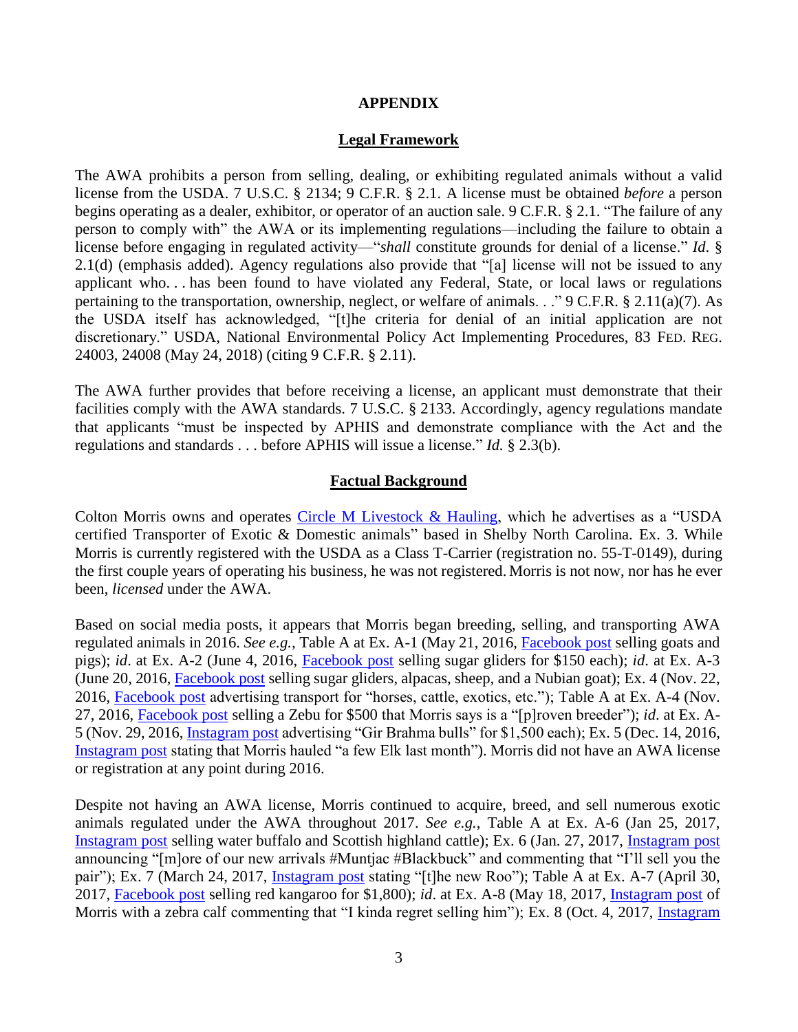## APPENDIX

### Legal Framework

The AWA prohibits a person from selling, dealing, or exhibiting regulated animals without a valid license from the USDA. 7 U.S.C. § 2134; 9 C.F.R. § 2.1. A license must be obtained *before* a person begins operating as a dealer, exhibitor, or operator of an auction sale. 9 C.F.R. § 2.1. "The failure of any person to comply with" the AWA or its implementing regulations—including the failure to obtain a license before engaging in regulated activity—"*shall* constitute grounds for denial of a license." *Id.* § 2.1(d) (emphasis added). Agency regulations also provide that "[a] license will not be issued to any applicant who. . . has been found to have violated any Federal, State, or local laws or regulations pertaining to the transportation, ownership, neglect, or welfare of animals. . ." 9 C.F.R. § 2.11(a)(7). As the USDA itself has acknowledged, "[t]he criteria for denial of an initial application are not discretionary." USDA, National Environmental Policy Act Implementing Procedures, 83 FED. REG. 24003, 24008 (May 24, 2018) (citing 9 C.F.R. § 2.11).

The AWA further provides that before receiving a license, an applicant must demonstrate that their facilities comply with the AWA standards. 7 U.S.C. § 2133. Accordingly, agency regulations mandate that applicants "must be inspected by APHIS and demonstrate compliance with the Act and the regulations and standards . . . before APHIS will issue a license." *Id.* § 2.3(b).

### Factual Background

Colton Morris owns and operates Circle M Livestock & Hauling, which he advertises as a "USDA certified Transporter of Exotic & Domestic animals" based in Shelby North Carolina. Ex. 3. While Morris is currently registered with the USDA as a Class T-Carrier (registration no. 55-T-0149), during the first couple years of operating his business, he was not registered. Morris is not now, nor has he ever been, *licensed* under the AWA.

Based on social media posts, it appears that Morris began breeding, selling, and transporting AWA regulated animals in 2016. *See e.g.*, Table A at Ex. A-1 (May 21, 2016, Facebook post selling goats and pigs); *id*. at Ex. A-2 (June 4, 2016, Facebook post selling sugar gliders for $150 each); *id.* at Ex. A-3 (June 20, 2016, Facebook post selling sugar gliders, alpacas, sheep, and a Nubian goat); Ex. 4 (Nov. 22, 2016, Facebook post advertising transport for "horses, cattle, exotics, etc."); Table A at Ex. A-4 (Nov. 27, 2016, Facebook post selling a Zebu for $500 that Morris says is a "[p]roven breeder"); *id.* at Ex. A-5 (Nov. 29, 2016, Instagram post advertising "Gir Brahma bulls" for $1,500 each); Ex. 5 (Dec. 14, 2016, Instagram post stating that Morris hauled "a few Elk last month"). Morris did not have an AWA license or registration at any point during 2016.

Despite not having an AWA license, Morris continued to acquire, breed, and sell numerous exotic animals regulated under the AWA throughout 2017. *See e.g.*, Table A at Ex. A-6 (Jan 25, 2017, Instagram post selling water buffalo and Scottish highland cattle); Ex. 6 (Jan. 27, 2017, Instagram post announcing "[m]ore of our new arrivals #Muntjac #Blackbuck" and commenting that "I'll sell you the pair"); Ex. 7 (March 24, 2017, Instagram post stating "[t]he new Roo"); Table A at Ex. A-7 (April 30, 2017, Facebook post selling red kangaroo for $1,800); *id*. at Ex. A-8 (May 18, 2017, Instagram post of Morris with a zebra calf commenting that "I kinda regret selling him"); Ex. 8 (Oct. 4, 2017, Instagram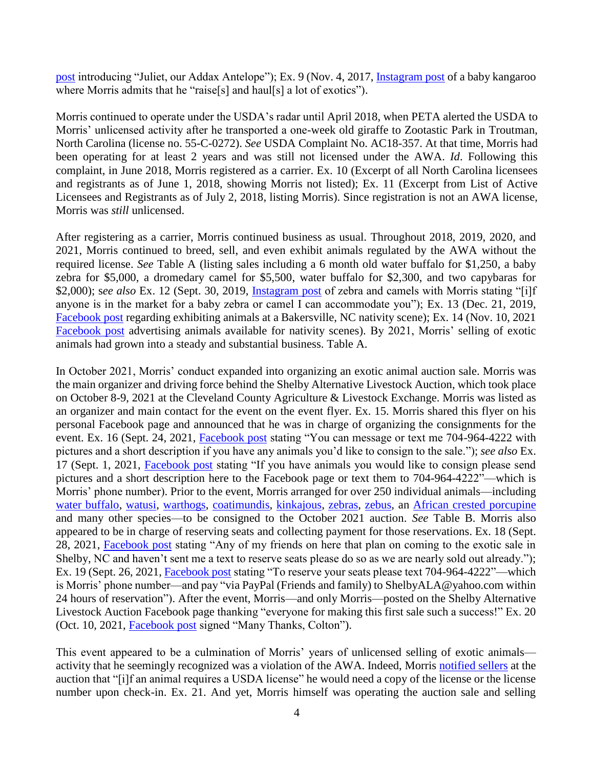post introducing "Juliet, our Addax Antelope"); Ex. 9 (Nov. 4, 2017, Instagram post of a baby kangaroo where Morris admits that he "raise[s] and haul[s] a lot of exotics").

Morris continued to operate under the USDA's radar until April 2018, when PETA alerted the USDA to Morris' unlicensed activity after he transported a one-week old giraffe to Zootastic Park in Troutman, North Carolina (license no. 55-C-0272). *See* USDA Complaint No. AC18-357. At that time, Morris had been operating for at least 2 years and was still not licensed under the AWA. *Id*. Following this complaint, in June 2018, Morris registered as a carrier. Ex. 10 (Excerpt of all North Carolina licensees and registrants as of June 1, 2018, showing Morris not listed); Ex. 11 (Excerpt from List of Active Licensees and Registrants as of July 2, 2018, listing Morris). Since registration is not an AWA license, Morris was *still* unlicensed.

After registering as a carrier, Morris continued business as usual. Throughout 2018, 2019, 2020, and 2021, Morris continued to breed, sell, and even exhibit animals regulated by the AWA without the required license. *See* Table A (listing sales including a 6 month old water buffalo for $1,250, a baby zebra for $5,000, a dromedary camel for $5,500, water buffalo for $2,300, and two capybaras for $2,000); s*ee also* Ex. 12 (Sept. 30, 2019, Instagram post of zebra and camels with Morris stating "[i]f anyone is in the market for a baby zebra or camel I can accommodate you"); Ex. 13 (Dec. 21, 2019, Facebook post regarding exhibiting animals at a Bakersville, NC nativity scene); Ex. 14 (Nov. 10, 2021 Facebook post advertising animals available for nativity scenes). By 2021, Morris' selling of exotic animals had grown into a steady and substantial business. Table A.

In October 2021, Morris' conduct expanded into organizing an exotic animal auction sale. Morris was the main organizer and driving force behind the Shelby Alternative Livestock Auction, which took place on October 8-9, 2021 at the Cleveland County Agriculture & Livestock Exchange. Morris was listed as an organizer and main contact for the event on the event flyer. Ex. 15. Morris shared this flyer on his personal Facebook page and announced that he was in charge of organizing the consignments for the event. Ex. 16 (Sept. 24, 2021, Facebook post stating "You can message or text me 704-964-4222 with pictures and a short description if you have any animals you'd like to consign to the sale."); *see also* Ex. 17 (Sept. 1, 2021, Facebook post stating "If you have animals you would like to consign please send pictures and a short description here to the Facebook page or text them to 704-964-4222"—which is Morris' phone number). Prior to the event, Morris arranged for over 250 individual animals—including water buffalo, watusi, warthogs, coatimundis, kinkajous, zebras, zebus, an African crested porcupine and many other species—to be consigned to the October 2021 auction. *See* Table B. Morris also appeared to be in charge of reserving seats and collecting payment for those reservations. Ex. 18 (Sept. 28, 2021, Facebook post stating "Any of my friends on here that plan on coming to the exotic sale in Shelby, NC and haven't sent me a text to reserve seats please do so as we are nearly sold out already."); Ex. 19 (Sept. 26, 2021, Facebook post stating "To reserve your seats please text 704-964-4222"—which is Morris' phone number—and pay "via PayPal (Friends and family) to ShelbyALA@yahoo.com within 24 hours of reservation"). After the event, Morris—and only Morris—posted on the Shelby Alternative Livestock Auction Facebook page thanking "everyone for making this first sale such a success!" Ex. 20 (Oct. 10, 2021, Facebook post signed "Many Thanks, Colton").

This event appeared to be a culmination of Morris' years of unlicensed selling of exotic animals—activity that he seemingly recognized was a violation of the AWA. Indeed, Morris notified sellers at the auction that "[i]f an animal requires a USDA license" he would need a copy of the license or the license number upon check-in. Ex. 21. And yet, Morris himself was operating the auction sale and selling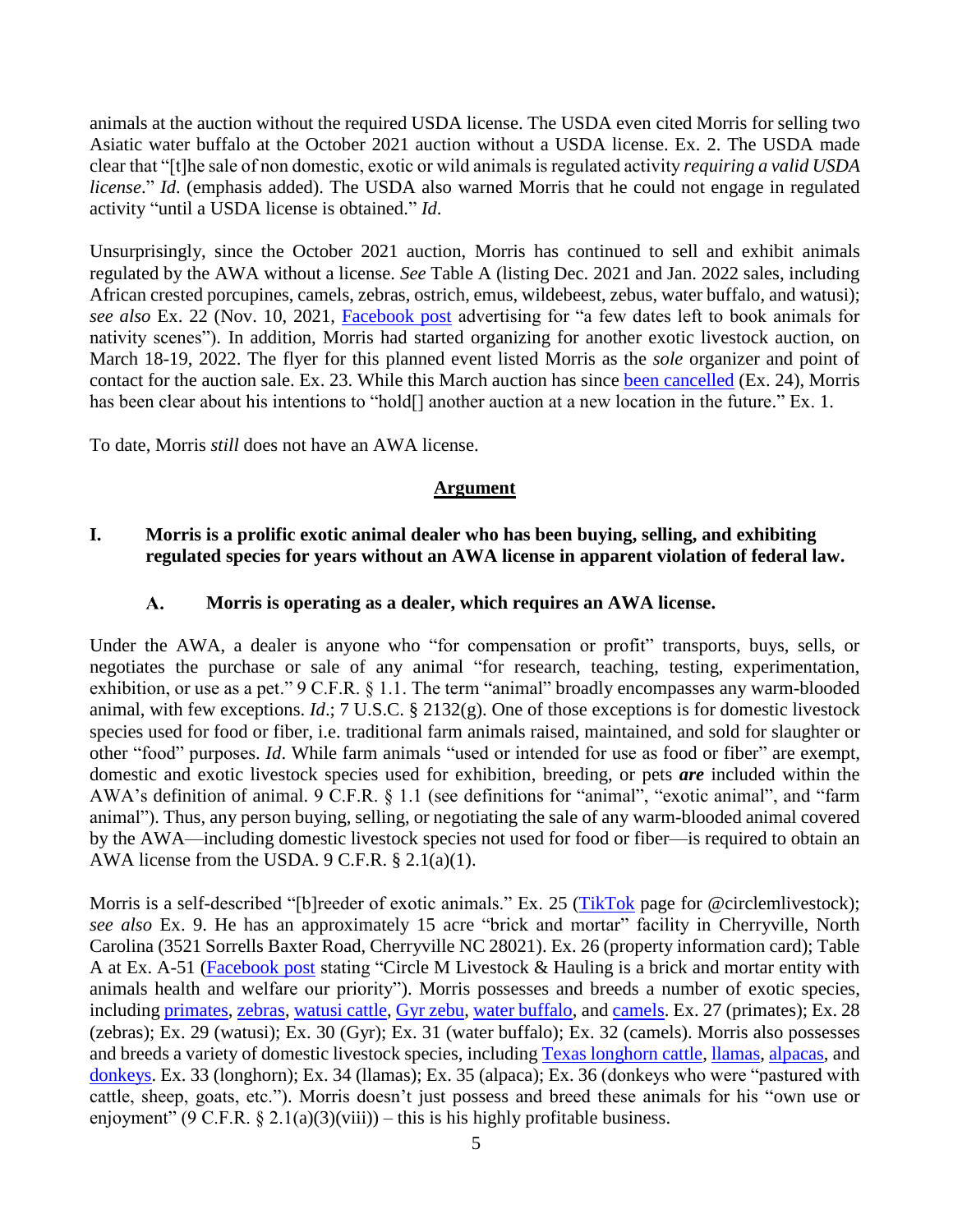animals at the auction without the required USDA license. The USDA even cited Morris for selling two Asiatic water buffalo at the October 2021 auction without a USDA license. Ex. 2. The USDA made clear that "[t]he sale of non domestic, exotic or wild animals is regulated activity *requiring a valid USDA license*." *Id.* (emphasis added). The USDA also warned Morris that he could not engage in regulated activity "until a USDA license is obtained." *Id.*

Unsurprisingly, since the October 2021 auction, Morris has continued to sell and exhibit animals regulated by the AWA without a license. *See* Table A (listing Dec. 2021 and Jan. 2022 sales, including African crested porcupines, camels, zebras, ostrich, emus, wildebeest, zebus, water buffalo, and watusi); *see also* Ex. 22 (Nov. 10, 2021, Facebook post advertising for "a few dates left to book animals for nativity scenes"). In addition, Morris had started organizing for another exotic livestock auction, on March 18-19, 2022. The flyer for this planned event listed Morris as the *sole* organizer and point of contact for the auction sale. Ex. 23. While this March auction has since been cancelled (Ex. 24), Morris has been clear about his intentions to "hold[] another auction at a new location in the future." Ex. 1.

To date, Morris *still* does not have an AWA license.

## Argument

### I. Morris is a prolific exotic animal dealer who has been buying, selling, and exhibiting regulated species for years without an AWA license in apparent violation of federal law.

#### A. Morris is operating as a dealer, which requires an AWA license.

Under the AWA, a dealer is anyone who "for compensation or profit" transports, buys, sells, or negotiates the purchase or sale of any animal "for research, teaching, testing, experimentation, exhibition, or use as a pet." 9 C.F.R. § 1.1. The term "animal" broadly encompasses any warm-blooded animal, with few exceptions. *Id*.; 7 U.S.C. § 2132(g). One of those exceptions is for domestic livestock species used for food or fiber, i.e. traditional farm animals raised, maintained, and sold for slaughter or other "food" purposes. *Id*. While farm animals "used or intended for use as food or fiber" are exempt, domestic and exotic livestock species used for exhibition, breeding, or pets ***are*** included within the AWA's definition of animal. 9 C.F.R. § 1.1 (see definitions for "animal", "exotic animal", and "farm animal"). Thus, any person buying, selling, or negotiating the sale of any warm-blooded animal covered by the AWA—including domestic livestock species not used for food or fiber—is required to obtain an AWA license from the USDA. 9 C.F.R. § 2.1(a)(1).

Morris is a self-described "[b]reeder of exotic animals." Ex. 25 (TikTok page for @circlemlivestock); *see also* Ex. 9. He has an approximately 15 acre "brick and mortar" facility in Cherryville, North Carolina (3521 Sorrells Baxter Road, Cherryville NC 28021). Ex. 26 (property information card); Table A at Ex. A-51 (Facebook post stating "Circle M Livestock & Hauling is a brick and mortar entity with animals health and welfare our priority"). Morris possesses and breeds a number of exotic species, including primates, zebras, watusi cattle, Gyr zebu, water buffalo, and camels. Ex. 27 (primates); Ex. 28 (zebras); Ex. 29 (watusi); Ex. 30 (Gyr); Ex. 31 (water buffalo); Ex. 32 (camels). Morris also possesses and breeds a variety of domestic livestock species, including Texas longhorn cattle, llamas, alpacas, and donkeys. Ex. 33 (longhorn); Ex. 34 (llamas); Ex. 35 (alpaca); Ex. 36 (donkeys who were "pastured with cattle, sheep, goats, etc."). Morris doesn't just possess and breed these animals for his "own use or enjoyment" (9 C.F.R. § 2.1(a)(3)(viii)) – this is his highly profitable business.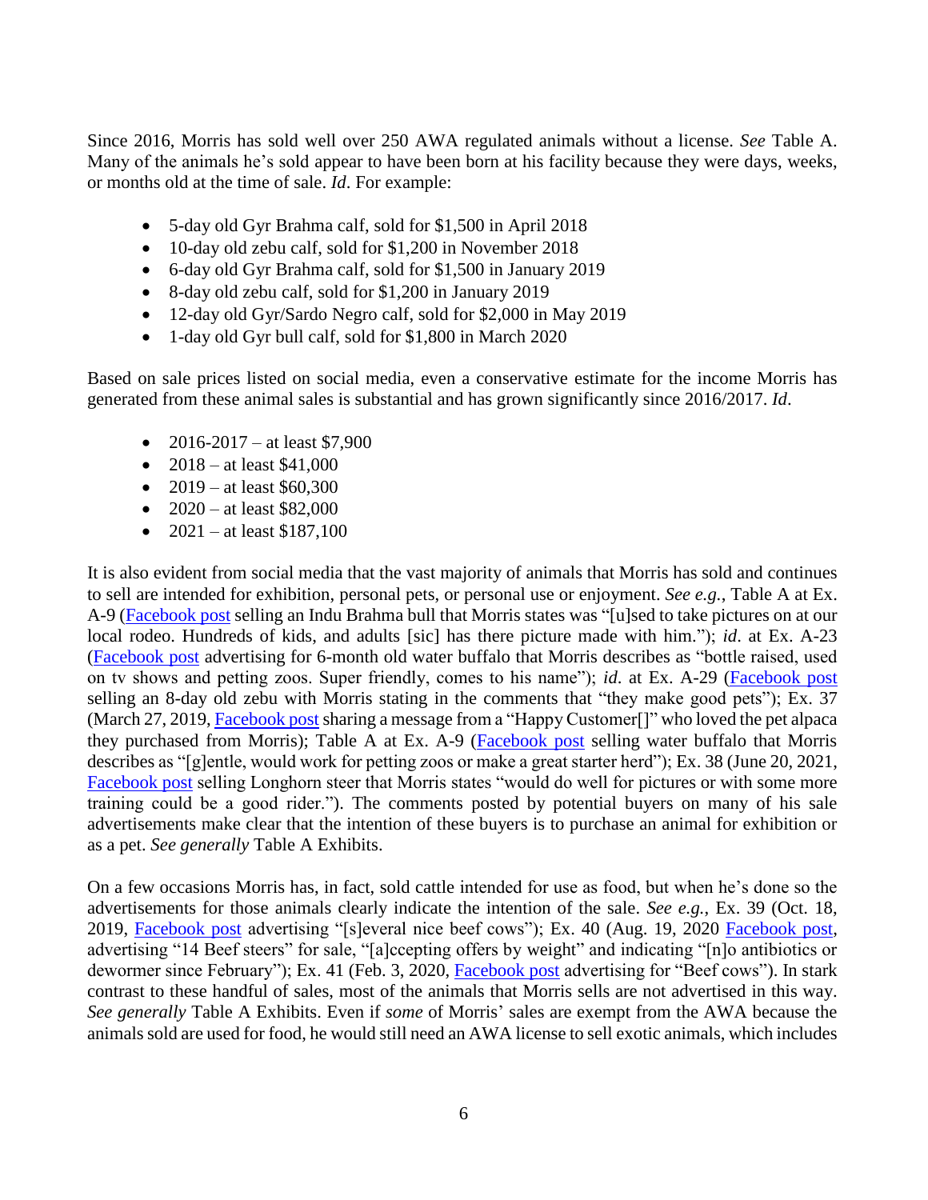Since 2016, Morris has sold well over 250 AWA regulated animals without a license. *See* Table A. Many of the animals he's sold appear to have been born at his facility because they were days, weeks, or months old at the time of sale. *Id*. For example:

- 5-day old Gyr Brahma calf, sold for $1,500 in April 2018
- 10-day old zebu calf, sold for $1,200 in November 2018
- 6-day old Gyr Brahma calf, sold for $1,500 in January 2019
- 8-day old zebu calf, sold for $1,200 in January 2019
- 12-day old Gyr/Sardo Negro calf, sold for $2,000 in May 2019
- 1-day old Gyr bull calf, sold for $1,800 in March 2020

Based on sale prices listed on social media, even a conservative estimate for the income Morris has generated from these animal sales is substantial and has grown significantly since 2016/2017. *Id*.

- 2016-2017 – at least $7,900
- 2018 – at least $41,000
- 2019 – at least $60,300
- 2020 – at least $82,000
- 2021 – at least $187,100

It is also evident from social media that the vast majority of animals that Morris has sold and continues to sell are intended for exhibition, personal pets, or personal use or enjoyment. *See e.g.*, Table A at Ex. A-9 (Facebook post selling an Indu Brahma bull that Morris states was "[u]sed to take pictures on at our local rodeo. Hundreds of kids, and adults [sic] has there picture made with him."); *id*. at Ex. A-23 (Facebook post advertising for 6-month old water buffalo that Morris describes as "bottle raised, used on tv shows and petting zoos. Super friendly, comes to his name"); *id*. at Ex. A-29 (Facebook post selling an 8-day old zebu with Morris stating in the comments that "they make good pets"); Ex. 37 (March 27, 2019, Facebook post sharing a message from a "Happy Customer[]" who loved the pet alpaca they purchased from Morris); Table A at Ex. A-9 (Facebook post selling water buffalo that Morris describes as "[g]entle, would work for petting zoos or make a great starter herd"); Ex. 38 (June 20, 2021, Facebook post selling Longhorn steer that Morris states "would do well for pictures or with some more training could be a good rider."). The comments posted by potential buyers on many of his sale advertisements make clear that the intention of these buyers is to purchase an animal for exhibition or as a pet. *See generally* Table A Exhibits.

On a few occasions Morris has, in fact, sold cattle intended for use as food, but when he's done so the advertisements for those animals clearly indicate the intention of the sale. *See e.g.*, Ex. 39 (Oct. 18, 2019, Facebook post advertising "[s]everal nice beef cows"); Ex. 40 (Aug. 19, 2020 Facebook post, advertising "14 Beef steers" for sale, "[a]ccepting offers by weight" and indicating "[n]o antibiotics or dewormer since February"); Ex. 41 (Feb. 3, 2020, Facebook post advertising for "Beef cows"). In stark contrast to these handful of sales, most of the animals that Morris sells are not advertised in this way. *See generally* Table A Exhibits. Even if *some* of Morris' sales are exempt from the AWA because the animals sold are used for food, he would still need an AWA license to sell exotic animals, which includes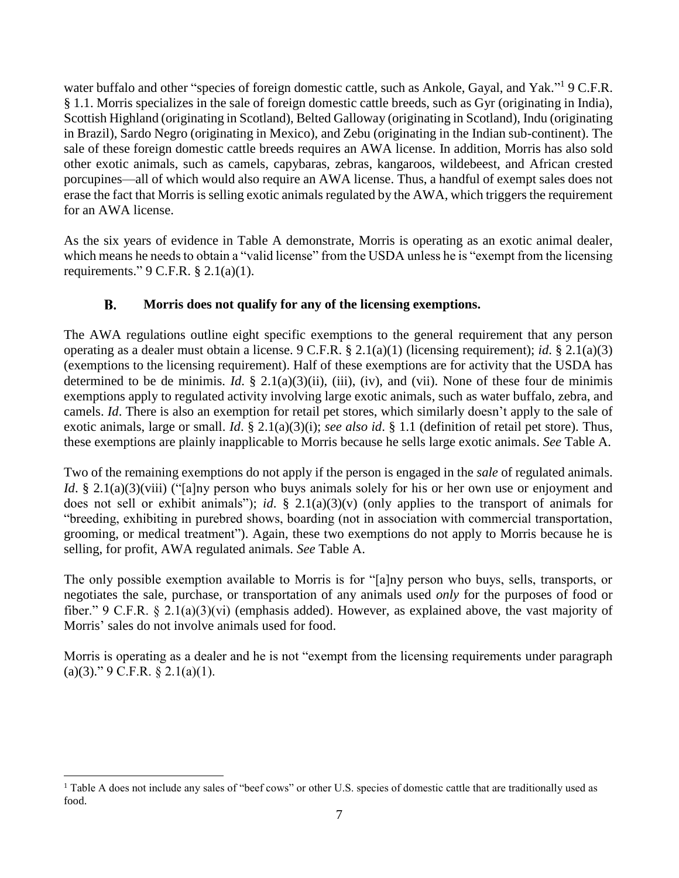water buffalo and other "species of foreign domestic cattle, such as Ankole, Gayal, and Yak."[1] 9 C.F.R. § 1.1. Morris specializes in the sale of foreign domestic cattle breeds, such as Gyr (originating in India), Scottish Highland (originating in Scotland), Belted Galloway (originating in Scotland), Indu (originating in Brazil), Sardo Negro (originating in Mexico), and Zebu (originating in the Indian sub-continent). The sale of these foreign domestic cattle breeds requires an AWA license. In addition, Morris has also sold other exotic animals, such as camels, capybaras, zebras, kangaroos, wildebeest, and African crested porcupines—all of which would also require an AWA license. Thus, a handful of exempt sales does not erase the fact that Morris is selling exotic animals regulated by the AWA, which triggers the requirement for an AWA license.

As the six years of evidence in Table A demonstrate, Morris is operating as an exotic animal dealer, which means he needs to obtain a "valid license" from the USDA unless he is "exempt from the licensing requirements." 9 C.F.R. § 2.1(a)(1).

### B. Morris does not qualify for any of the licensing exemptions.

The AWA regulations outline eight specific exemptions to the general requirement that any person operating as a dealer must obtain a license. 9 C.F.R. § 2.1(a)(1) (licensing requirement); *id*. § 2.1(a)(3) (exemptions to the licensing requirement). Half of these exemptions are for activity that the USDA has determined to be de minimis. *Id*. § 2.1(a)(3)(ii), (iii), (iv), and (vii). None of these four de minimis exemptions apply to regulated activity involving large exotic animals, such as water buffalo, zebra, and camels. *Id*. There is also an exemption for retail pet stores, which similarly doesn't apply to the sale of exotic animals, large or small. *Id*. § 2.1(a)(3)(i); *see also id*. § 1.1 (definition of retail pet store). Thus, these exemptions are plainly inapplicable to Morris because he sells large exotic animals. *See* Table A.

Two of the remaining exemptions do not apply if the person is engaged in the *sale* of regulated animals. *Id*. § 2.1(a)(3)(viii) ("[a]ny person who buys animals solely for his or her own use or enjoyment and does not sell or exhibit animals"); *id*. § 2.1(a)(3)(v) (only applies to the transport of animals for "breeding, exhibiting in purebred shows, boarding (not in association with commercial transportation, grooming, or medical treatment"). Again, these two exemptions do not apply to Morris because he is selling, for profit, AWA regulated animals. *See* Table A.

The only possible exemption available to Morris is for "[a]ny person who buys, sells, transports, or negotiates the sale, purchase, or transportation of any animals used *only* for the purposes of food or fiber." 9 C.F.R. § 2.1(a)(3)(vi) (emphasis added). However, as explained above, the vast majority of Morris' sales do not involve animals used for food.

Morris is operating as a dealer and he is not "exempt from the licensing requirements under paragraph (a)(3)." 9 C.F.R. § 2.1(a)(1).

---

[1] Table A does not include any sales of "beef cows" or other U.S. species of domestic cattle that are traditionally used as food.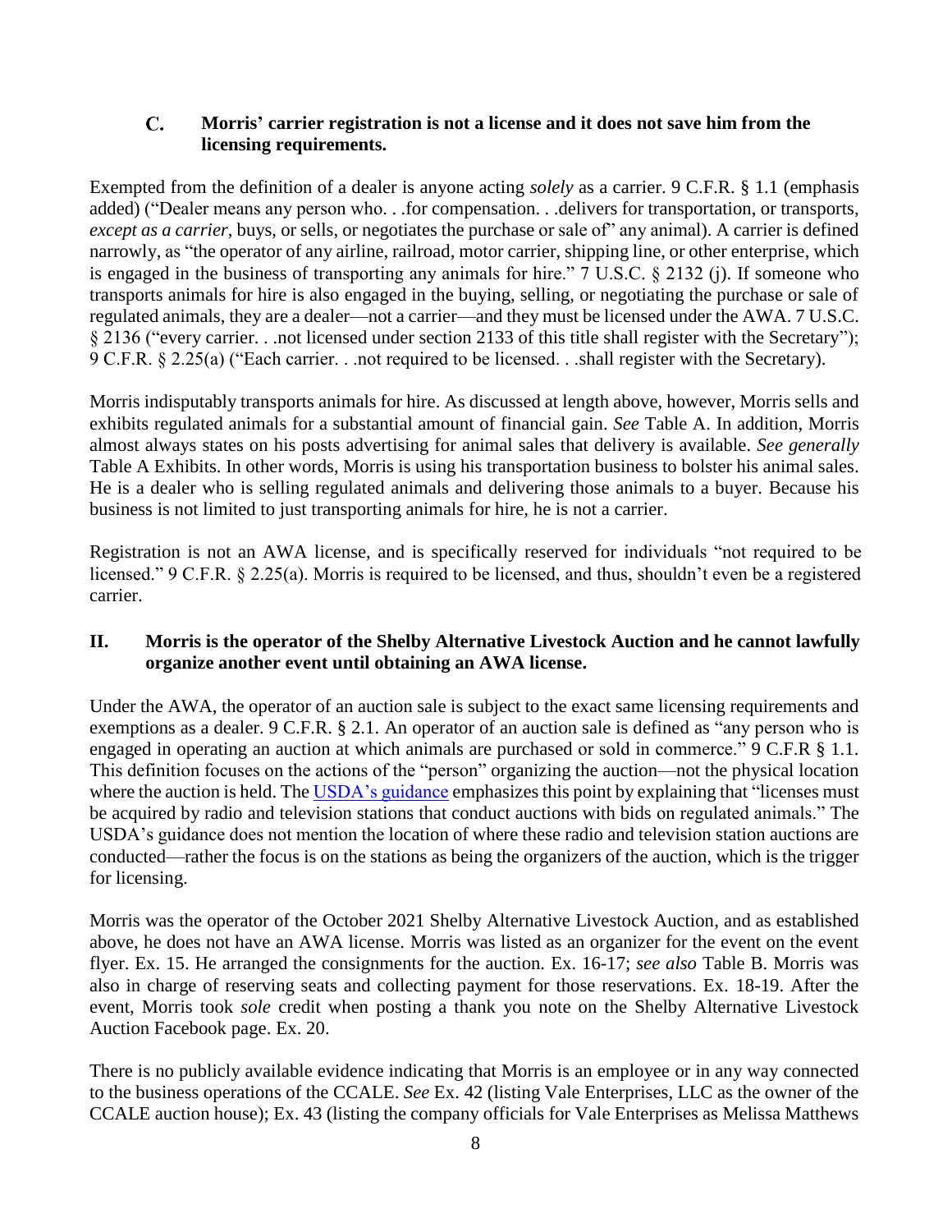### C. Morris' carrier registration is not a license and it does not save him from the licensing requirements.

Exempted from the definition of a dealer is anyone acting *solely* as a carrier. 9 C.F.R. § 1.1 (emphasis added) ("Dealer means any person who. . .for compensation. . .delivers for transportation, or transports, *except as a carrier*, buys, or sells, or negotiates the purchase or sale of" any animal). A carrier is defined narrowly, as "the operator of any airline, railroad, motor carrier, shipping line, or other enterprise, which is engaged in the business of transporting any animals for hire." 7 U.S.C. § 2132 (j). If someone who transports animals for hire is also engaged in the buying, selling, or negotiating the purchase or sale of regulated animals, they are a dealer—not a carrier—and they must be licensed under the AWA. 7 U.S.C. § 2136 ("every carrier. . .not licensed under section 2133 of this title shall register with the Secretary"); 9 C.F.R. § 2.25(a) ("Each carrier. . .not required to be licensed. . .shall register with the Secretary).

Morris indisputably transports animals for hire. As discussed at length above, however, Morris sells and exhibits regulated animals for a substantial amount of financial gain. *See* Table A. In addition, Morris almost always states on his posts advertising for animal sales that delivery is available. *See generally* Table A Exhibits. In other words, Morris is using his transportation business to bolster his animal sales. He is a dealer who is selling regulated animals and delivering those animals to a buyer. Because his business is not limited to just transporting animals for hire, he is not a carrier.

Registration is not an AWA license, and is specifically reserved for individuals "not required to be licensed." 9 C.F.R. § 2.25(a). Morris is required to be licensed, and thus, shouldn't even be a registered carrier.

## II. Morris is the operator of the Shelby Alternative Livestock Auction and he cannot lawfully organize another event until obtaining an AWA license.

Under the AWA, the operator of an auction sale is subject to the exact same licensing requirements and exemptions as a dealer. 9 C.F.R. § 2.1. An operator of an auction sale is defined as "any person who is engaged in operating an auction at which animals are purchased or sold in commerce." 9 C.F.R § 1.1. This definition focuses on the actions of the "person" organizing the auction—not the physical location where the auction is held. The USDA's guidance emphasizes this point by explaining that "licenses must be acquired by radio and television stations that conduct auctions with bids on regulated animals." The USDA's guidance does not mention the location of where these radio and television station auctions are conducted—rather the focus is on the stations as being the organizers of the auction, which is the trigger for licensing.

Morris was the operator of the October 2021 Shelby Alternative Livestock Auction, and as established above, he does not have an AWA license. Morris was listed as an organizer for the event on the event flyer. Ex. 15. He arranged the consignments for the auction. Ex. 16-17; *see also* Table B. Morris was also in charge of reserving seats and collecting payment for those reservations. Ex. 18-19. After the event, Morris took *sole* credit when posting a thank you note on the Shelby Alternative Livestock Auction Facebook page. Ex. 20.

There is no publicly available evidence indicating that Morris is an employee or in any way connected to the business operations of the CCALE. *See* Ex. 42 (listing Vale Enterprises, LLC as the owner of the CCALE auction house); Ex. 43 (listing the company officials for Vale Enterprises as Melissa Matthews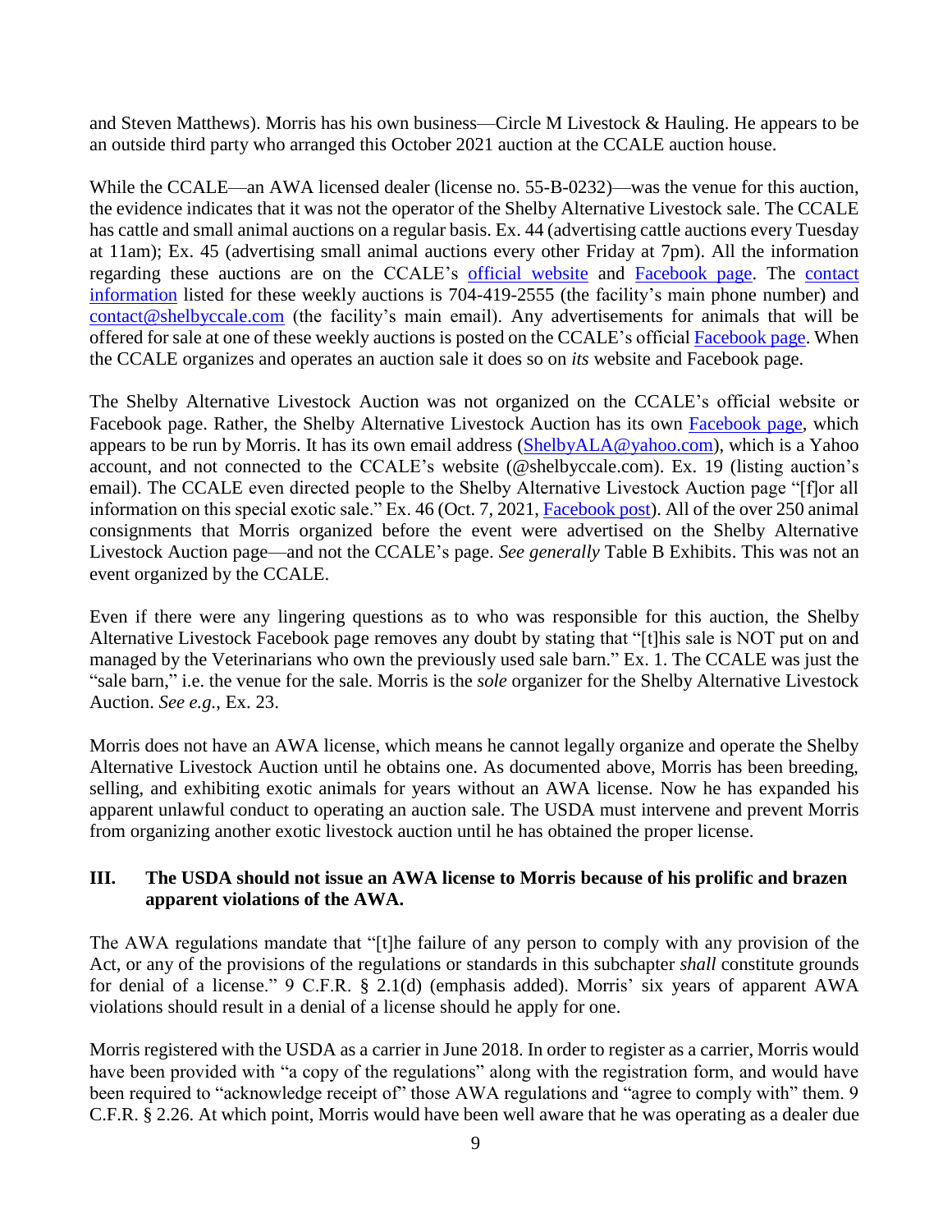and Steven Matthews). Morris has his own business—Circle M Livestock & Hauling. He appears to be an outside third party who arranged this October 2021 auction at the CCALE auction house.

While the CCALE—an AWA licensed dealer (license no. 55-B-0232)—was the venue for this auction, the evidence indicates that it was not the operator of the Shelby Alternative Livestock sale. The CCALE has cattle and small animal auctions on a regular basis. Ex. 44 (advertising cattle auctions every Tuesday at 11am); Ex. 45 (advertising small animal auctions every other Friday at 7pm). All the information regarding these auctions are on the CCALE's official website and Facebook page. The contact information listed for these weekly auctions is 704-419-2555 (the facility's main phone number) and contact@shelbyccale.com (the facility's main email). Any advertisements for animals that will be offered for sale at one of these weekly auctions is posted on the CCALE's official Facebook page. When the CCALE organizes and operates an auction sale it does so on *its* website and Facebook page.

The Shelby Alternative Livestock Auction was not organized on the CCALE's official website or Facebook page. Rather, the Shelby Alternative Livestock Auction has its own Facebook page, which appears to be run by Morris. It has its own email address (ShelbyALA@yahoo.com), which is a Yahoo account, and not connected to the CCALE's website (@shelbyccale.com). Ex. 19 (listing auction's email). The CCALE even directed people to the Shelby Alternative Livestock Auction page "[f]or all information on this special exotic sale." Ex. 46 (Oct. 7, 2021, Facebook post). All of the over 250 animal consignments that Morris organized before the event were advertised on the Shelby Alternative Livestock Auction page—and not the CCALE's page. *See generally* Table B Exhibits. This was not an event organized by the CCALE.

Even if there were any lingering questions as to who was responsible for this auction, the Shelby Alternative Livestock Facebook page removes any doubt by stating that "[t]his sale is NOT put on and managed by the Veterinarians who own the previously used sale barn." Ex. 1. The CCALE was just the "sale barn," i.e. the venue for the sale. Morris is the *sole* organizer for the Shelby Alternative Livestock Auction. *See e.g.*, Ex. 23.

Morris does not have an AWA license, which means he cannot legally organize and operate the Shelby Alternative Livestock Auction until he obtains one. As documented above, Morris has been breeding, selling, and exhibiting exotic animals for years without an AWA license. Now he has expanded his apparent unlawful conduct to operating an auction sale. The USDA must intervene and prevent Morris from organizing another exotic livestock auction until he has obtained the proper license.

## III. The USDA should not issue an AWA license to Morris because of his prolific and brazen apparent violations of the AWA.

The AWA regulations mandate that "[t]he failure of any person to comply with any provision of the Act, or any of the provisions of the regulations or standards in this subchapter *shall* constitute grounds for denial of a license." 9 C.F.R. § 2.1(d) (emphasis added). Morris' six years of apparent AWA violations should result in a denial of a license should he apply for one.

Morris registered with the USDA as a carrier in June 2018. In order to register as a carrier, Morris would have been provided with "a copy of the regulations" along with the registration form, and would have been required to "acknowledge receipt of" those AWA regulations and "agree to comply with" them. 9 C.F.R. § 2.26. At which point, Morris would have been well aware that he was operating as a dealer due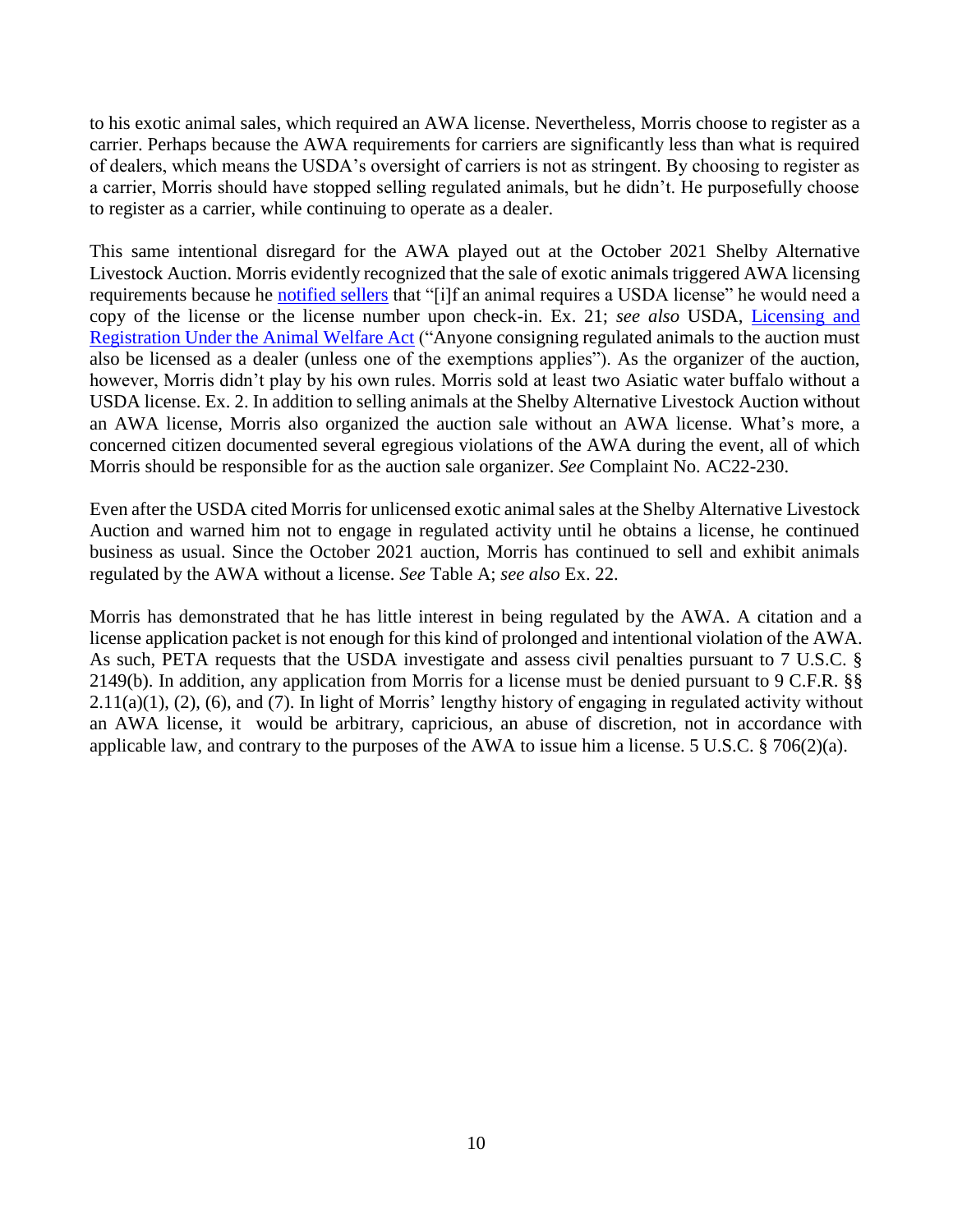to his exotic animal sales, which required an AWA license. Nevertheless, Morris choose to register as a carrier. Perhaps because the AWA requirements for carriers are significantly less than what is required of dealers, which means the USDA's oversight of carriers is not as stringent. By choosing to register as a carrier, Morris should have stopped selling regulated animals, but he didn't. He purposefully choose to register as a carrier, while continuing to operate as a dealer.

This same intentional disregard for the AWA played out at the October 2021 Shelby Alternative Livestock Auction. Morris evidently recognized that the sale of exotic animals triggered AWA licensing requirements because he notified sellers that "[i]f an animal requires a USDA license" he would need a copy of the license or the license number upon check-in. Ex. 21; *see also* USDA, Licensing and Registration Under the Animal Welfare Act ("Anyone consigning regulated animals to the auction must also be licensed as a dealer (unless one of the exemptions applies"). As the organizer of the auction, however, Morris didn't play by his own rules. Morris sold at least two Asiatic water buffalo without a USDA license. Ex. 2. In addition to selling animals at the Shelby Alternative Livestock Auction without an AWA license, Morris also organized the auction sale without an AWA license. What's more, a concerned citizen documented several egregious violations of the AWA during the event, all of which Morris should be responsible for as the auction sale organizer. *See* Complaint No. AC22-230.

Even after the USDA cited Morris for unlicensed exotic animal sales at the Shelby Alternative Livestock Auction and warned him not to engage in regulated activity until he obtains a license, he continued business as usual. Since the October 2021 auction, Morris has continued to sell and exhibit animals regulated by the AWA without a license. *See* Table A; *see also* Ex. 22.

Morris has demonstrated that he has little interest in being regulated by the AWA. A citation and a license application packet is not enough for this kind of prolonged and intentional violation of the AWA. As such, PETA requests that the USDA investigate and assess civil penalties pursuant to 7 U.S.C. § 2149(b). In addition, any application from Morris for a license must be denied pursuant to 9 C.F.R. §§ 2.11(a)(1), (2), (6), and (7). In light of Morris' lengthy history of engaging in regulated activity without an AWA license, it would be arbitrary, capricious, an abuse of discretion, not in accordance with applicable law, and contrary to the purposes of the AWA to issue him a license. 5 U.S.C. § 706(2)(a).